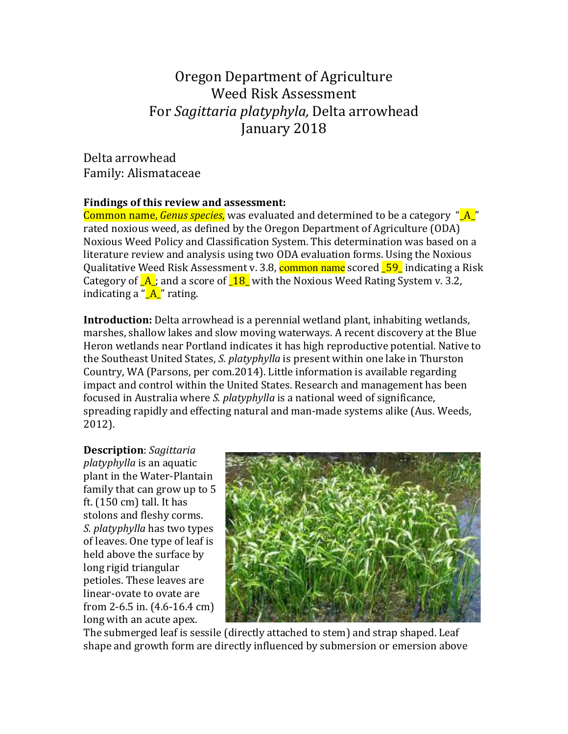# Oregon Department of Agriculture Weed Risk Assessment For *Sagittaria platyphyla,* Delta arrowhead January 2018

Delta arrowhead
Family: Alismataceae

**Findings of this review and assessment:**
Common name, *Genus species*, was evaluated and determined to be a category "_A_" rated noxious weed, as defined by the Oregon Department of Agriculture (ODA) Noxious Weed Policy and Classification System. This determination was based on a literature review and analysis using two ODA evaluation forms. Using the Noxious Qualitative Weed Risk Assessment v. 3.8, common name scored _59_ indicating a Risk Category of _A_; and a score of _18_ with the Noxious Weed Rating System v. 3.2, indicating a "_A_" rating.

**Introduction:** Delta arrowhead is a perennial wetland plant, inhabiting wetlands, marshes, shallow lakes and slow moving waterways. A recent discovery at the Blue Heron wetlands near Portland indicates it has high reproductive potential. Native to the Southeast United States, *S. platyphylla* is present within one lake in Thurston Country, WA (Parsons, per com.2014). Little information is available regarding impact and control within the United States. Research and management has been focused in Australia where *S. platyphylla* is a national weed of significance, spreading rapidly and effecting natural and man-made systems alike (Aus. Weeds, 2012).

**Description**: *Sagittaria platyphylla* is an aquatic plant in the Water-Plantain family that can grow up to 5 ft. (150 cm) tall. It has stolons and fleshy corms. *S. platyphylla* has two types of leaves. One type of leaf is held above the surface by long rigid triangular petioles. These leaves are linear-ovate to ovate are from 2-6.5 in. (4.6-16.4 cm) long with an acute apex. The submerged leaf is sessile (directly attached to stem) and strap shaped. Leaf shape and growth form are directly influenced by submersion or emersion above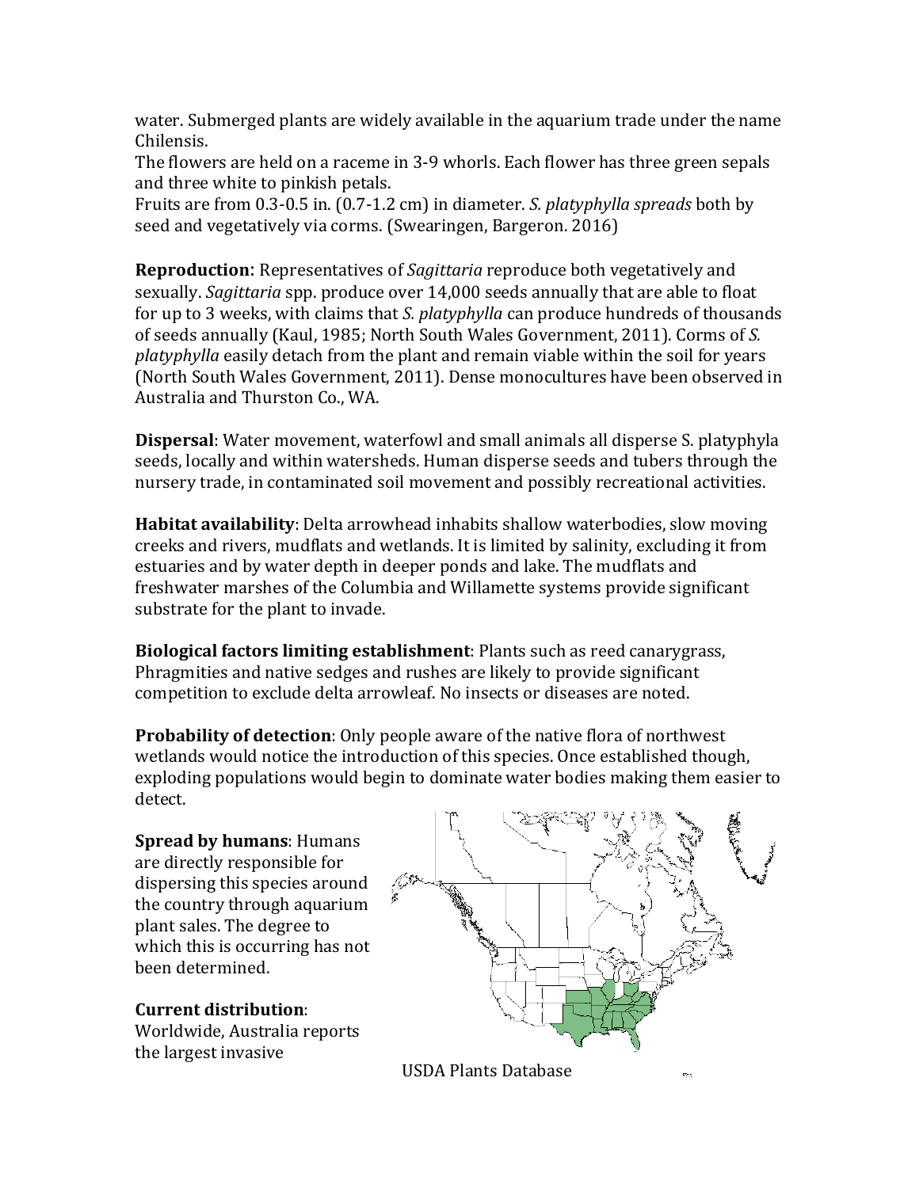water. Submerged plants are widely available in the aquarium trade under the name Chilensis.
The flowers are held on a raceme in 3-9 whorls. Each flower has three green sepals and three white to pinkish petals.
Fruits are from 0.3-0.5 in. (0.7-1.2 cm) in diameter. *S. platyphylla spreads* both by seed and vegetatively via corms. (Swearingen, Bargeron. 2016)

**Reproduction**: Representatives of *Sagittaria* reproduce both vegetatively and sexually. *Sagittaria* spp. produce over 14,000 seeds annually that are able to float for up to 3 weeks, with claims that *S. platyphylla* can produce hundreds of thousands of seeds annually (Kaul, 1985; North South Wales Government, 2011). Corms of *S. platyphylla* easily detach from the plant and remain viable within the soil for years (North South Wales Government, 2011). Dense monocultures have been observed in Australia and Thurston Co., WA.

**Dispersal**: Water movement, waterfowl and small animals all disperse S. platyphyla seeds, locally and within watersheds. Human disperse seeds and tubers through the nursery trade, in contaminated soil movement and possibly recreational activities.

**Habitat availability**: Delta arrowhead inhabits shallow waterbodies, slow moving creeks and rivers, mudflats and wetlands. It is limited by salinity, excluding it from estuaries and by water depth in deeper ponds and lake. The mudflats and freshwater marshes of the Columbia and Willamette systems provide significant substrate for the plant to invade.

**Biological factors limiting establishment**: Plants such as reed canarygrass, Phragmities and native sedges and rushes are likely to provide significant competition to exclude delta arrowleaf. No insects or diseases are noted.

**Probability of detection**: Only people aware of the native flora of northwest wetlands would notice the introduction of this species. Once established though, exploding populations would begin to dominate water bodies making them easier to detect.

**Spread by humans**: Humans are directly responsible for dispersing this species around the country through aquarium plant sales. The degree to which this is occurring has not been determined.

**Current distribution**: Worldwide, Australia reports the largest invasive

USDA Plants Database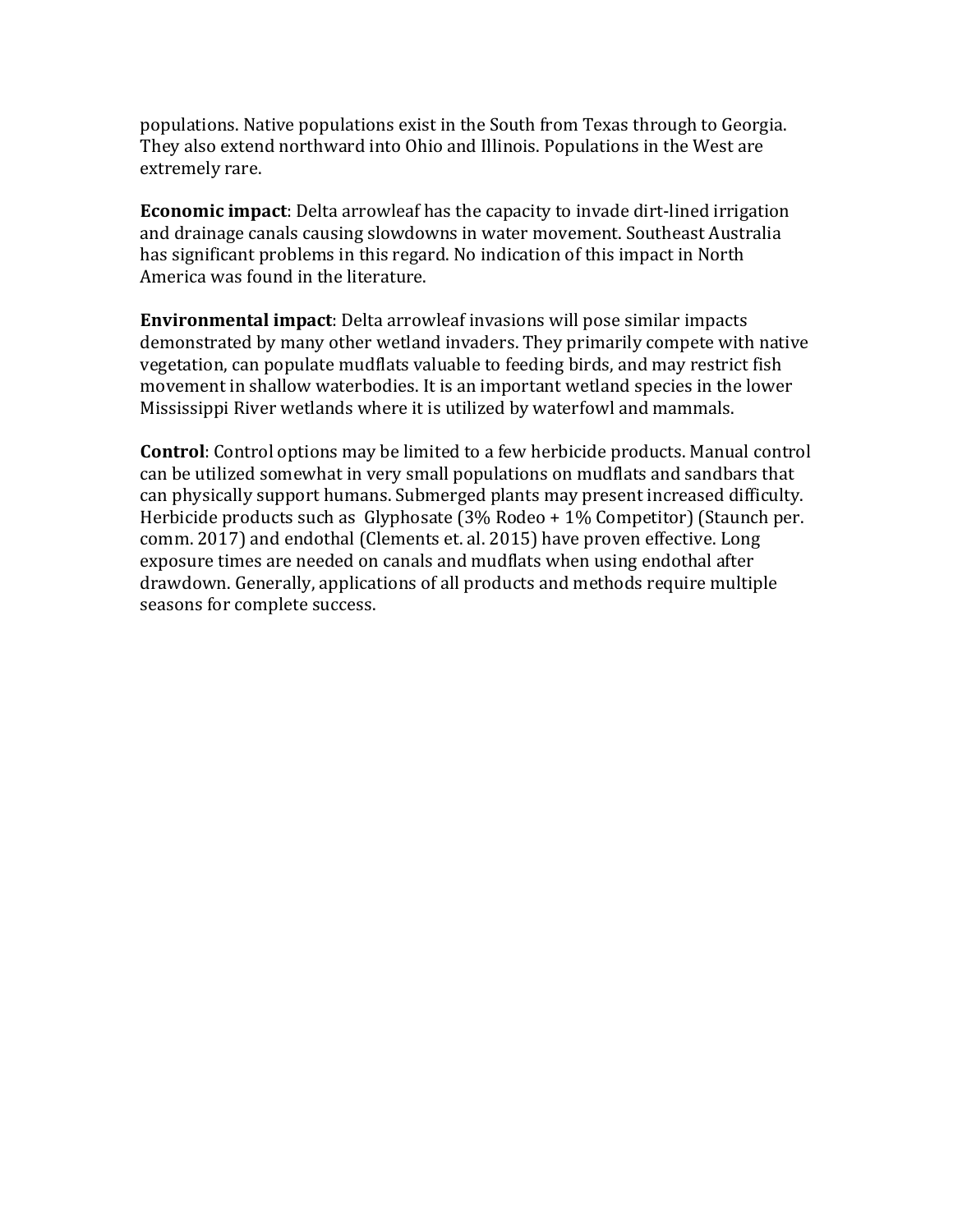populations. Native populations exist in the South from Texas through to Georgia. They also extend northward into Ohio and Illinois. Populations in the West are extremely rare.

**Economic impact**: Delta arrowleaf has the capacity to invade dirt-lined irrigation and drainage canals causing slowdowns in water movement. Southeast Australia has significant problems in this regard. No indication of this impact in North America was found in the literature.

**Environmental impact**: Delta arrowleaf invasions will pose similar impacts demonstrated by many other wetland invaders. They primarily compete with native vegetation, can populate mudflats valuable to feeding birds, and may restrict fish movement in shallow waterbodies. It is an important wetland species in the lower Mississippi River wetlands where it is utilized by waterfowl and mammals.

**Control**: Control options may be limited to a few herbicide products. Manual control can be utilized somewhat in very small populations on mudflats and sandbars that can physically support humans. Submerged plants may present increased difficulty. Herbicide products such as Glyphosate (3% Rodeo + 1% Competitor) (Staunch per. comm. 2017) and endothal (Clements et. al. 2015) have proven effective. Long exposure times are needed on canals and mudflats when using endothal after drawdown. Generally, applications of all products and methods require multiple seasons for complete success.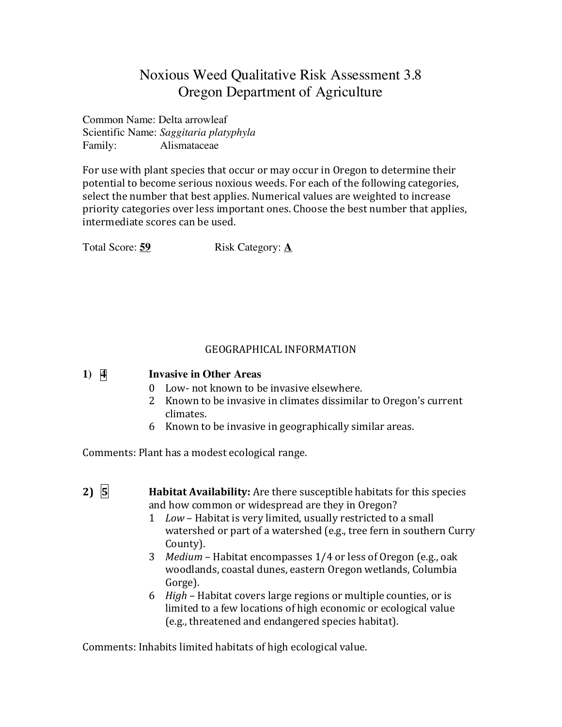# Noxious Weed Qualitative Risk Assessment 3.8
# Oregon Department of Agriculture

Common Name: Delta arrowleaf
Scientific Name: *Saggitaria platyphyla*
Family: Alismataceae

For use with plant species that occur or may occur in Oregon to determine their potential to become serious noxious weeds. For each of the following categories, select the number that best applies. Numerical values are weighted to increase priority categories over less important ones. Choose the best number that applies, intermediate scores can be used.

Total Score: **59** Risk Category: **A**

## GEOGRAPHICAL INFORMATION

**1) 4 Invasive in Other Areas**

- 0 Low- not known to be invasive elsewhere.
- 2 Known to be invasive in climates dissimilar to Oregon's current climates.
- 6 Known to be invasive in geographically similar areas.

Comments: Plant has a modest ecological range.

**2) 5 Habitat Availability:** Are there susceptible habitats for this species and how common or widespread are they in Oregon?

- 1 *Low* – Habitat is very limited, usually restricted to a small watershed or part of a watershed (e.g., tree fern in southern Curry County).
- 3 *Medium* – Habitat encompasses 1/4 or less of Oregon (e.g., oak woodlands, coastal dunes, eastern Oregon wetlands, Columbia Gorge).
- 6 *High* – Habitat covers large regions or multiple counties, or is limited to a few locations of high economic or ecological value (e.g., threatened and endangered species habitat).

Comments: Inhabits limited habitats of high ecological value.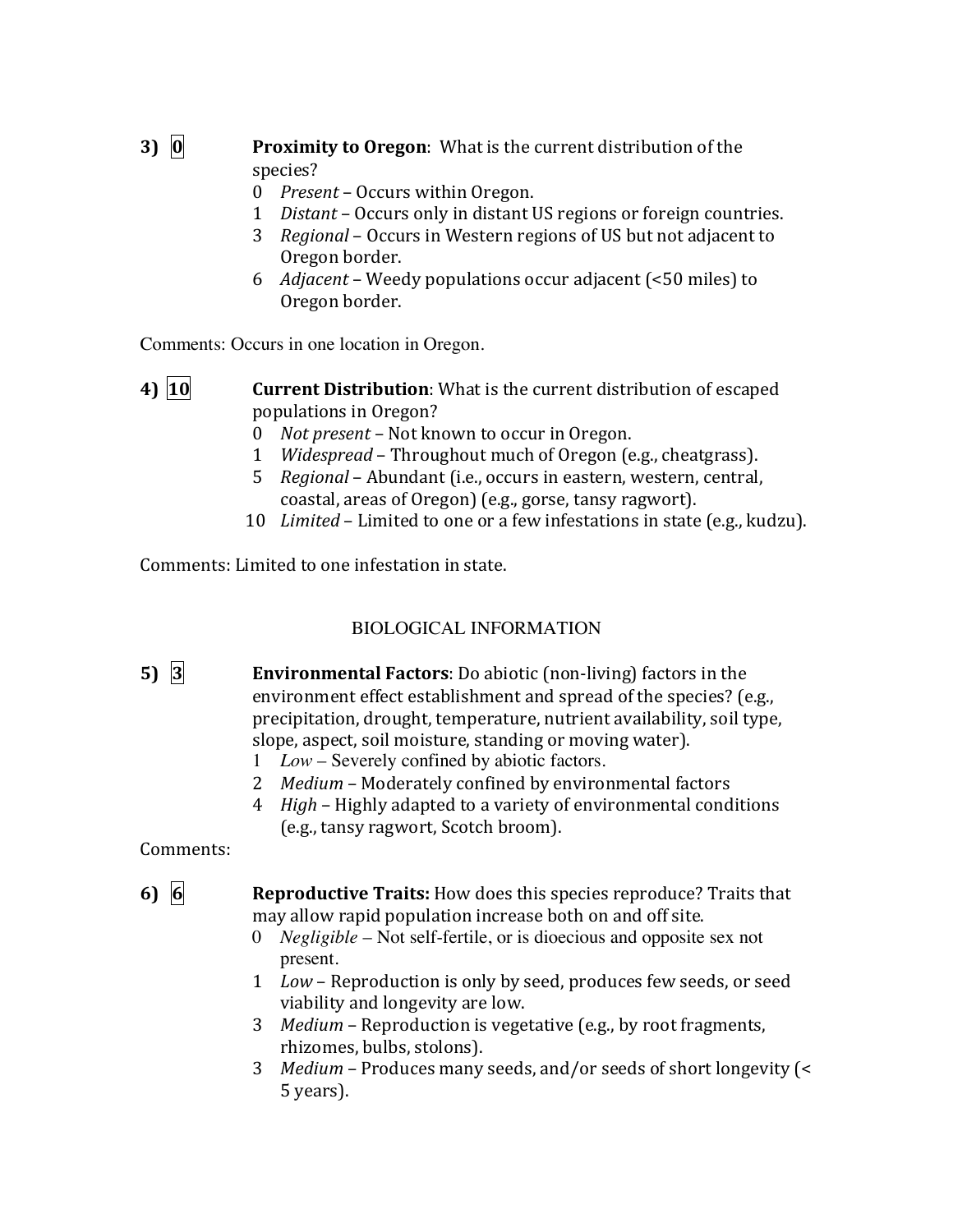**3)** **0** **Proximity to Oregon**: What is the current distribution of the species?

- 0 *Present* – Occurs within Oregon.
- 1 *Distant* – Occurs only in distant US regions or foreign countries.
- 3 *Regional* – Occurs in Western regions of US but not adjacent to Oregon border.
- 6 *Adjacent* – Weedy populations occur adjacent (<50 miles) to Oregon border.

Comments: Occurs in one location in Oregon.

**4)** **10** **Current Distribution**: What is the current distribution of escaped populations in Oregon?

- 0 *Not present* – Not known to occur in Oregon.
- 1 *Widespread* – Throughout much of Oregon (e.g., cheatgrass).
- 5 *Regional* – Abundant (i.e., occurs in eastern, western, central, coastal, areas of Oregon) (e.g., gorse, tansy ragwort).
- 10 *Limited* – Limited to one or a few infestations in state (e.g., kudzu).

Comments: Limited to one infestation in state.

## BIOLOGICAL INFORMATION

**5)** **3** **Environmental Factors**: Do abiotic (non-living) factors in the environment effect establishment and spread of the species? (e.g., precipitation, drought, temperature, nutrient availability, soil type, slope, aspect, soil moisture, standing or moving water).

- 1 *Low* – Severely confined by abiotic factors.
- 2 *Medium* – Moderately confined by environmental factors
- 4 *High* – Highly adapted to a variety of environmental conditions (e.g., tansy ragwort, Scotch broom).

Comments:

**6)** **6** **Reproductive Traits:** How does this species reproduce? Traits that may allow rapid population increase both on and off site.

- 0 *Negligible* – Not self-fertile, or is dioecious and opposite sex not present.
- 1 *Low* – Reproduction is only by seed, produces few seeds, or seed viability and longevity are low.
- 3 *Medium* – Reproduction is vegetative (e.g., by root fragments, rhizomes, bulbs, stolons).
- 3 *Medium* – Produces many seeds, and/or seeds of short longevity (< 5 years).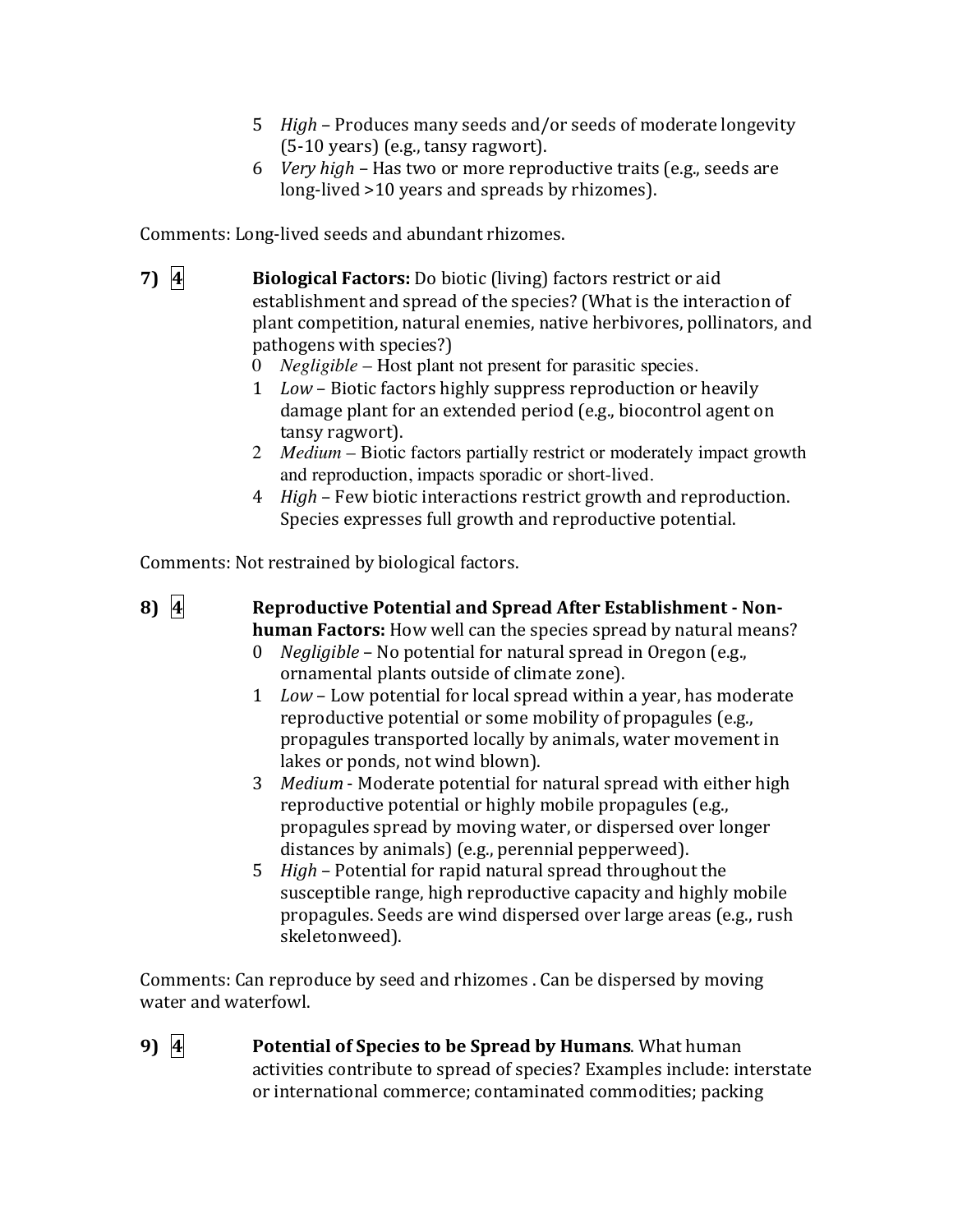5 *High* – Produces many seeds and/or seeds of moderate longevity (5-10 years) (e.g., tansy ragwort).
6 *Very high* – Has two or more reproductive traits (e.g., seeds are long-lived >10 years and spreads by rhizomes).

Comments: Long-lived seeds and abundant rhizomes.

**7)** 4 **Biological Factors:** Do biotic (living) factors restrict or aid establishment and spread of the species? (What is the interaction of plant competition, natural enemies, native herbivores, pollinators, and pathogens with species?)

0 *Negligible* – Host plant not present for parasitic species.
1 *Low* – Biotic factors highly suppress reproduction or heavily damage plant for an extended period (e.g., biocontrol agent on tansy ragwort).
2 *Medium* – Biotic factors partially restrict or moderately impact growth and reproduction, impacts sporadic or short-lived.
4 *High* – Few biotic interactions restrict growth and reproduction. Species expresses full growth and reproductive potential.

Comments: Not restrained by biological factors.

**8)** 4 **Reproductive Potential and Spread After Establishment - Non-human Factors:** How well can the species spread by natural means?

0 *Negligible* – No potential for natural spread in Oregon (e.g., ornamental plants outside of climate zone).
1 *Low* – Low potential for local spread within a year, has moderate reproductive potential or some mobility of propagules (e.g., propagules transported locally by animals, water movement in lakes or ponds, not wind blown).
3 *Medium* - Moderate potential for natural spread with either high reproductive potential or highly mobile propagules (e.g., propagules spread by moving water, or dispersed over longer distances by animals) (e.g., perennial pepperweed).
5 *High* – Potential for rapid natural spread throughout the susceptible range, high reproductive capacity and highly mobile propagules. Seeds are wind dispersed over large areas (e.g., rush skeletonweed).

Comments: Can reproduce by seed and rhizomes . Can be dispersed by moving water and waterfowl.

**9)** 4 **Potential of Species to be Spread by Humans**. What human activities contribute to spread of species? Examples include: interstate or international commerce; contaminated commodities; packing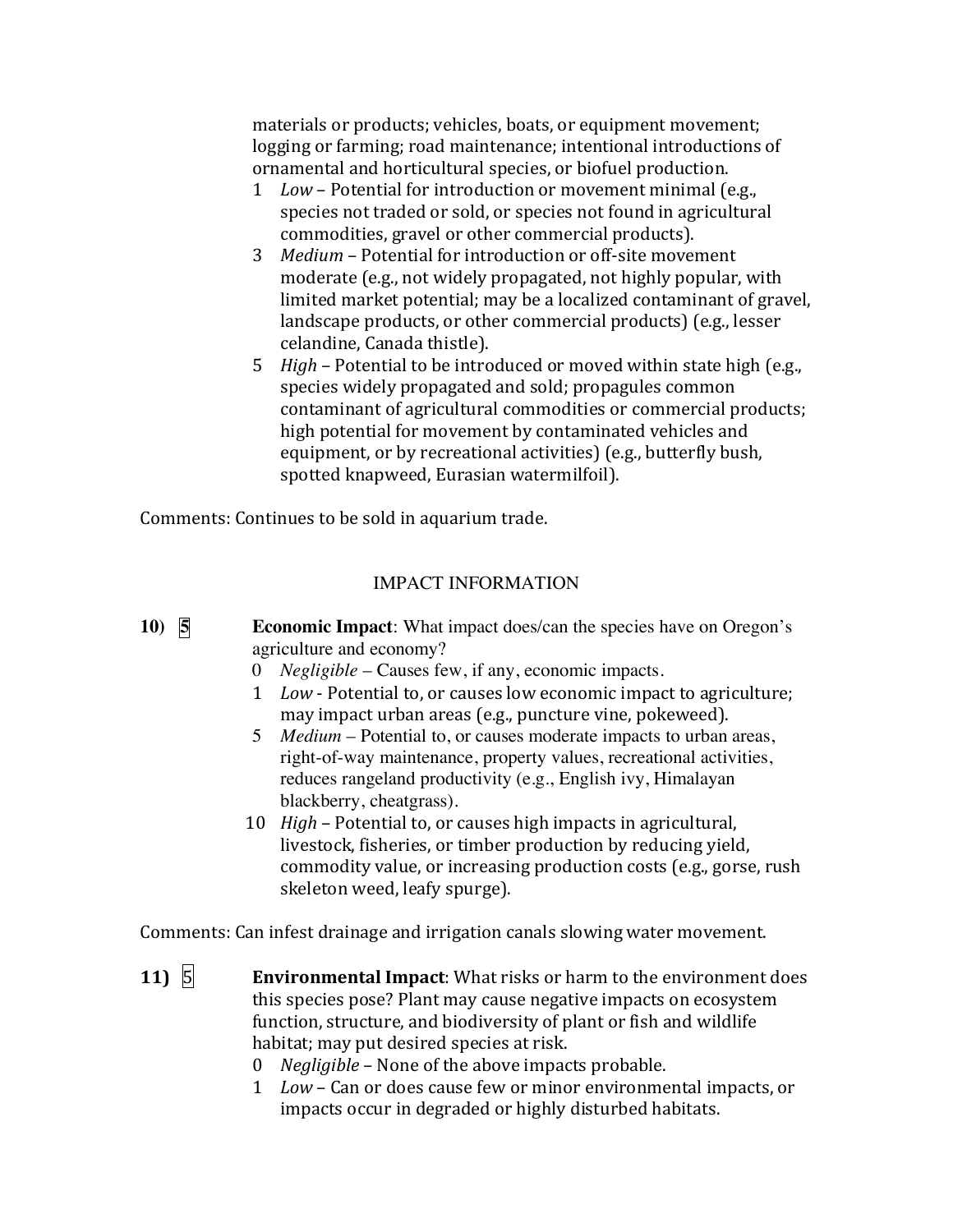materials or products; vehicles, boats, or equipment movement; logging or farming; road maintenance; intentional introductions of ornamental and horticultural species, or biofuel production.

1 *Low* – Potential for introduction or movement minimal (e.g., species not traded or sold, or species not found in agricultural commodities, gravel or other commercial products).

3 *Medium* – Potential for introduction or off-site movement moderate (e.g., not widely propagated, not highly popular, with limited market potential; may be a localized contaminant of gravel, landscape products, or other commercial products) (e.g., lesser celandine, Canada thistle).

5 *High* – Potential to be introduced or moved within state high (e.g., species widely propagated and sold; propagules common contaminant of agricultural commodities or commercial products; high potential for movement by contaminated vehicles and equipment, or by recreational activities) (e.g., butterfly bush, spotted knapweed, Eurasian watermilfoil).

Comments: Continues to be sold in aquarium trade.

## IMPACT INFORMATION

**10)** 5 **Economic Impact**: What impact does/can the species have on Oregon's agriculture and economy?

0 *Negligible* – Causes few, if any, economic impacts.

1 *Low* - Potential to, or causes low economic impact to agriculture; may impact urban areas (e.g., puncture vine, pokeweed).

5 *Medium* – Potential to, or causes moderate impacts to urban areas, right-of-way maintenance, property values, recreational activities, reduces rangeland productivity (e.g., English ivy, Himalayan blackberry, cheatgrass).

10 *High* – Potential to, or causes high impacts in agricultural, livestock, fisheries, or timber production by reducing yield, commodity value, or increasing production costs (e.g., gorse, rush skeleton weed, leafy spurge).

Comments: Can infest drainage and irrigation canals slowing water movement.

**11)** 5 **Environmental Impact**: What risks or harm to the environment does this species pose? Plant may cause negative impacts on ecosystem function, structure, and biodiversity of plant or fish and wildlife habitat; may put desired species at risk.

0 *Negligible* – None of the above impacts probable.

1 *Low* – Can or does cause few or minor environmental impacts, or impacts occur in degraded or highly disturbed habitats.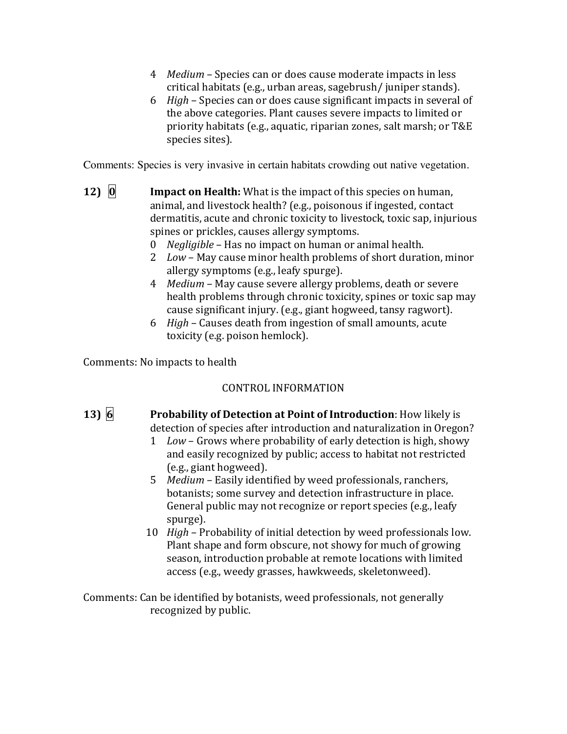4 *Medium* – Species can or does cause moderate impacts in less critical habitats (e.g., urban areas, sagebrush/ juniper stands).
6 *High* – Species can or does cause significant impacts in several of the above categories. Plant causes severe impacts to limited or priority habitats (e.g., aquatic, riparian zones, salt marsh; or T&E species sites).

Comments: Species is very invasive in certain habitats crowding out native vegetation.

**12) 0** **Impact on Health:** What is the impact of this species on human, animal, and livestock health? (e.g., poisonous if ingested, contact dermatitis, acute and chronic toxicity to livestock, toxic sap, injurious spines or prickles, causes allergy symptoms.

0 *Negligible* – Has no impact on human or animal health.
2 *Low* – May cause minor health problems of short duration, minor allergy symptoms (e.g., leafy spurge).
4 *Medium* – May cause severe allergy problems, death or severe health problems through chronic toxicity, spines or toxic sap may cause significant injury. (e.g., giant hogweed, tansy ragwort).
6 *High* – Causes death from ingestion of small amounts, acute toxicity (e.g. poison hemlock).

Comments: No impacts to health

CONTROL INFORMATION

**13) 6** **Probability of Detection at Point of Introduction**: How likely is detection of species after introduction and naturalization in Oregon?

1 *Low* – Grows where probability of early detection is high, showy and easily recognized by public; access to habitat not restricted (e.g., giant hogweed).
5 *Medium* – Easily identified by weed professionals, ranchers, botanists; some survey and detection infrastructure in place. General public may not recognize or report species (e.g., leafy spurge).
10 *High* – Probability of initial detection by weed professionals low. Plant shape and form obscure, not showy for much of growing season, introduction probable at remote locations with limited access (e.g., weedy grasses, hawkweeds, skeletonweed).

Comments: Can be identified by botanists, weed professionals, not generally recognized by public.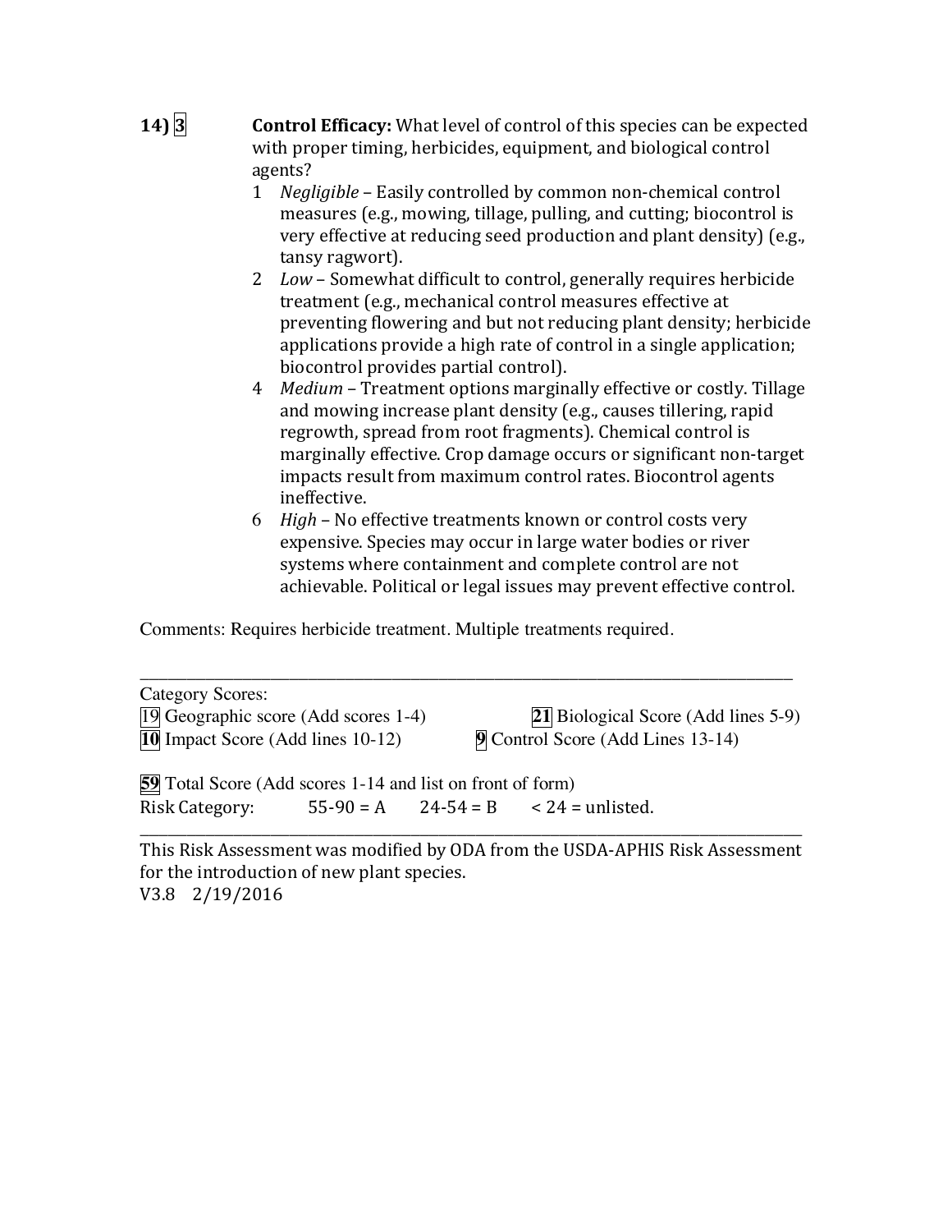**14) 3** **Control Efficacy:** What level of control of this species can be expected with proper timing, herbicides, equipment, and biological control agents?

1 *Negligible* – Easily controlled by common non-chemical control measures (e.g., mowing, tillage, pulling, and cutting; biocontrol is very effective at reducing seed production and plant density) (e.g., tansy ragwort).

2 *Low* – Somewhat difficult to control, generally requires herbicide treatment (e.g., mechanical control measures effective at preventing flowering and but not reducing plant density; herbicide applications provide a high rate of control in a single application; biocontrol provides partial control).

4 *Medium* – Treatment options marginally effective or costly. Tillage and mowing increase plant density (e.g., causes tillering, rapid regrowth, spread from root fragments). Chemical control is marginally effective. Crop damage occurs or significant non-target impacts result from maximum control rates. Biocontrol agents ineffective.

6 *High* – No effective treatments known or control costs very expensive. Species may occur in large water bodies or river systems where containment and complete control are not achievable. Political or legal issues may prevent effective control.

Comments: Requires herbicide treatment. Multiple treatments required.

---

Category Scores:

19 Geographic score (Add scores 1-4)

**21** Biological Score (Add lines 5-9)

**10** Impact Score (Add lines 10-12)

**9** Control Score (Add Lines 13-14)

**59** Total Score (Add scores 1-14 and list on front of form)

Risk Category: 55-90 = A 24-54 = B < 24 = unlisted.

---

This Risk Assessment was modified by ODA from the USDA-APHIS Risk Assessment for the introduction of new plant species.

V3.8 2/19/2016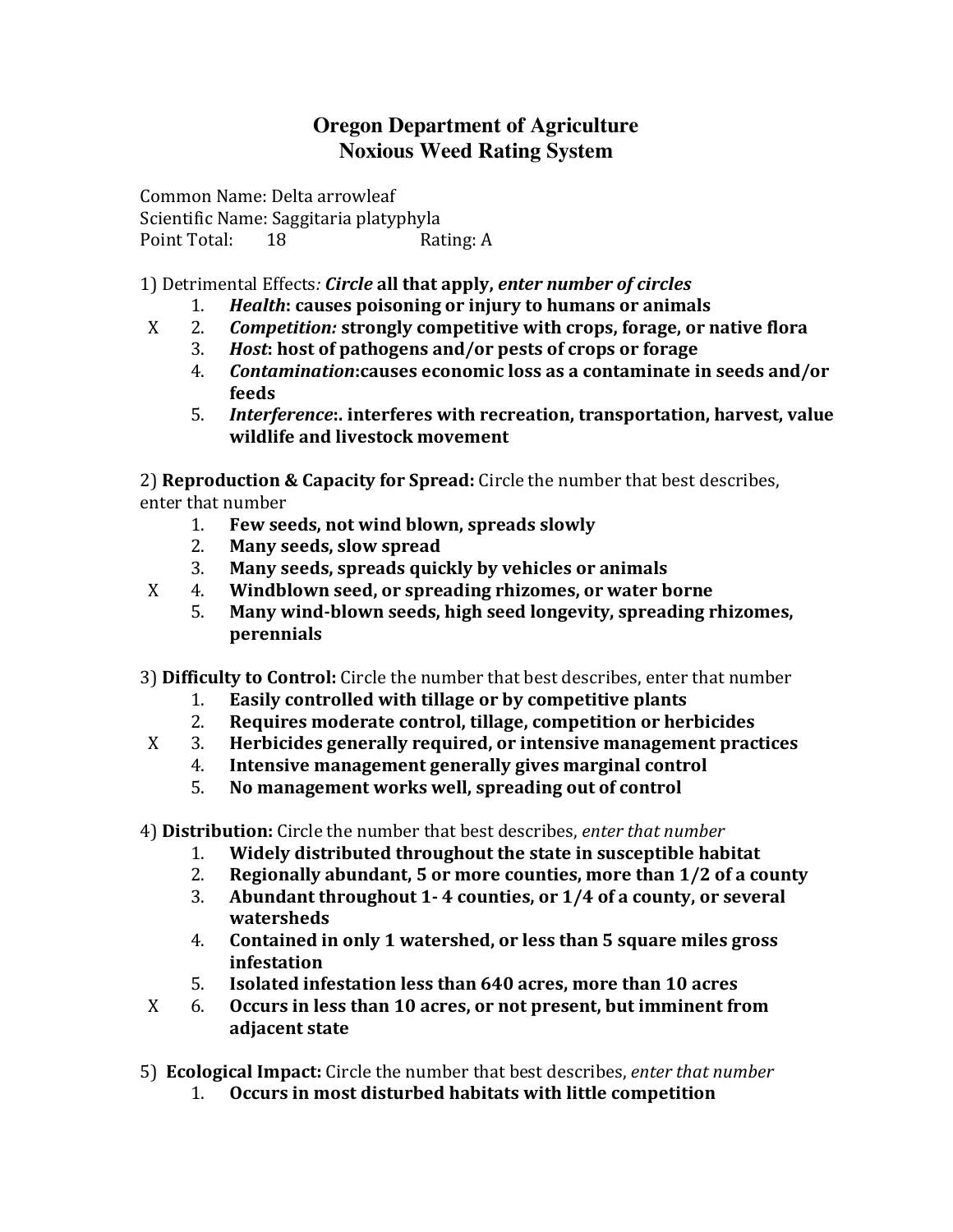# Oregon Department of Agriculture
# Noxious Weed Rating System

Common Name: Delta arrowleaf
Scientific Name: Saggitaria platyphyla
Point Total: 18 Rating: A

1) Detrimental Effects*:* ***Circle* all that apply, *enter number of circles***

1. ***Health*: causes poisoning or injury to humans or animals**
2. ***Competition:* strongly competitive with crops, forage, or native flora** X
3. ***Host*: host of pathogens and/or pests of crops or forage**
4. ***Contamination*:causes economic loss as a contaminate in seeds and/or feeds**
5. ***Interference*:. interferes with recreation, transportation, harvest, value wildlife and livestock movement**

2) **Reproduction & Capacity for Spread:** Circle the number that best describes, enter that number

1. **Few seeds, not wind blown, spreads slowly**
2. **Many seeds, slow spread**
3. **Many seeds, spreads quickly by vehicles or animals**
4. **Windblown seed, or spreading rhizomes, or water borne** X
5. **Many wind-blown seeds, high seed longevity, spreading rhizomes, perennials**

3) **Difficulty to Control:** Circle the number that best describes, enter that number

1. **Easily controlled with tillage or by competitive plants**
2. **Requires moderate control, tillage, competition or herbicides**
3. **Herbicides generally required, or intensive management practices** X
4. **Intensive management generally gives marginal control**
5. **No management works well, spreading out of control**

4) **Distribution:** Circle the number that best describes, *enter that number*

1. **Widely distributed throughout the state in susceptible habitat**
2. **Regionally abundant, 5 or more counties, more than 1/2 of a county**
3. **Abundant throughout 1- 4 counties, or 1/4 of a county, or several watersheds**
4. **Contained in only 1 watershed, or less than 5 square miles gross infestation**
5. **Isolated infestation less than 640 acres, more than 10 acres**
6. **Occurs in less than 10 acres, or not present, but imminent from adjacent state** X

5) **Ecological Impact:** Circle the number that best describes, *enter that number*

1. **Occurs in most disturbed habitats with little competition**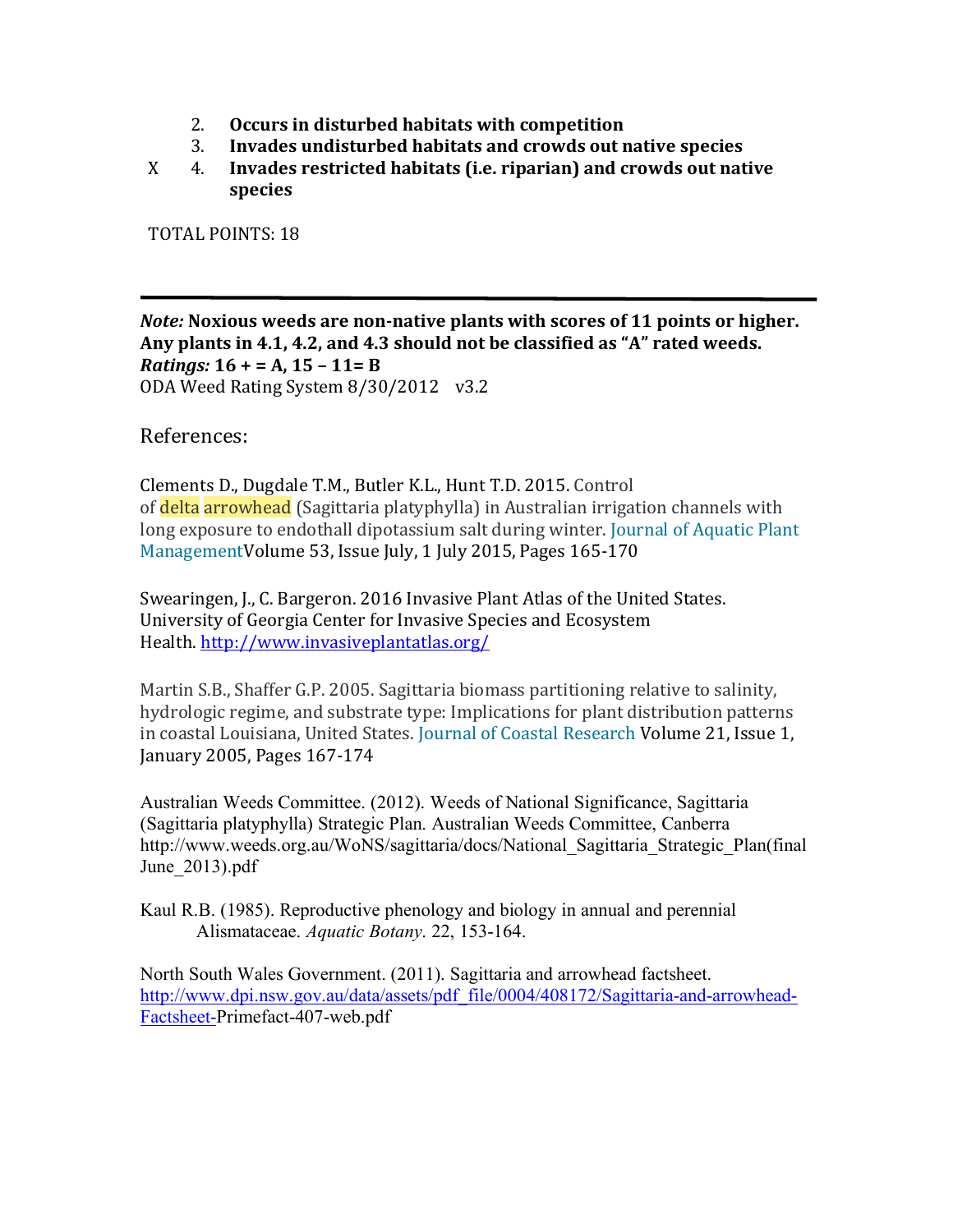2. **Occurs in disturbed habitats with competition**
3. **Invades undisturbed habitats and crowds out native species**

X 4. **Invades restricted habitats (i.e. riparian) and crowds out native species**

TOTAL POINTS: 18

---

***Note:*** **Noxious weeds are non-native plants with scores of 11 points or higher. Any plants in 4.1, 4.2, and 4.3 should not be classified as "A" rated weeds.**
***Ratings:*** **16 + = A, 15 – 11= B**
ODA Weed Rating System 8/30/2012 v3.2

## References:

Clements D., Dugdale T.M., Butler K.L., Hunt T.D. 2015. Control of delta arrowhead (Sagittaria platyphylla) in Australian irrigation channels with long exposure to endothall dipotassium salt during winter. Journal of Aquatic Plant ManagementVolume 53, Issue July, 1 July 2015, Pages 165-170

Swearingen, J., C. Bargeron. 2016 Invasive Plant Atlas of the United States. University of Georgia Center for Invasive Species and Ecosystem Health. http://www.invasiveplantatlas.org/

Martin S.B., Shaffer G.P. 2005. Sagittaria biomass partitioning relative to salinity, hydrologic regime, and substrate type: Implications for plant distribution patterns in coastal Louisiana, United States. Journal of Coastal Research Volume 21, Issue 1, January 2005, Pages 167-174

Australian Weeds Committee. (2012). Weeds of National Significance, Sagittaria (Sagittaria platyphylla) Strategic Plan. Australian Weeds Committee, Canberra http://www.weeds.org.au/WoNS/sagittaria/docs/National_Sagittaria_Strategic_Plan(final June_2013).pdf

Kaul R.B. (1985). Reproductive phenology and biology in annual and perennial Alismataceae. *Aquatic Botany.* 22, 153-164.

North South Wales Government. (2011). Sagittaria and arrowhead factsheet. http://www.dpi.nsw.gov.au/data/assets/pdf_file/0004/408172/Sagittaria-and-arrowhead-Factsheet-Primefact-407-web.pdf